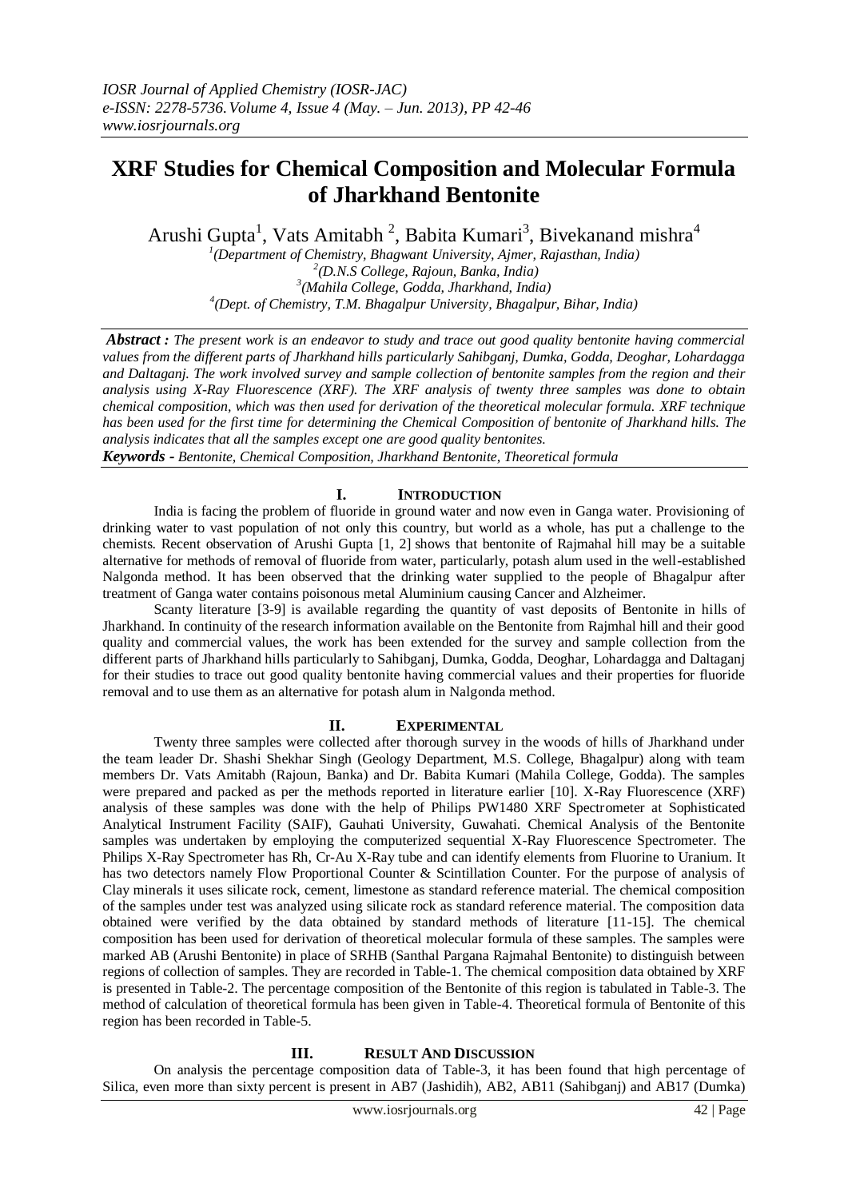# XRF Studies for Chemical Composition and Molecular Formula of Jharkhand Bentonite

Arushi Gupta[1], Vats Amitabh [2], Babita Kumari[3], Bivekanand mishra[4]

[1](Department of Chemistry, Bhagwant University, Ajmer, Rajasthan, India)
[2](D.N.S College, Rajoun, Banka, India)
[3](Mahila College, Godda, Jharkhand, India)
[4](Dept. of Chemistry, T.M. Bhagalpur University, Bhagalpur, Bihar, India)

***Abstract :*** *The present work is an endeavor to study and trace out good quality bentonite having commercial values from the different parts of Jharkhand hills particularly Sahibganj, Dumka, Godda, Deoghar, Lohardagga and Daltaganj. The work involved survey and sample collection of bentonite samples from the region and their analysis using X-Ray Fluorescence (XRF). The XRF analysis of twenty three samples was done to obtain chemical composition, which was then used for derivation of the theoretical molecular formula. XRF technique has been used for the first time for determining the Chemical Composition of bentonite of Jharkhand hills. The analysis indicates that all the samples except one are good quality bentonites.*

***Keywords -*** *Bentonite, Chemical Composition, Jharkhand Bentonite, Theoretical formula*

## I. Introduction

India is facing the problem of fluoride in ground water and now even in Ganga water. Provisioning of drinking water to vast population of not only this country, but world as a whole, has put a challenge to the chemists. Recent observation of Arushi Gupta [1, 2] shows that bentonite of Rajmahal hill may be a suitable alternative for methods of removal of fluoride from water, particularly, potash alum used in the well-established Nalgonda method. It has been observed that the drinking water supplied to the people of Bhagalpur after treatment of Ganga water contains poisonous metal Aluminium causing Cancer and Alzheimer.

Scanty literature [3-9] is available regarding the quantity of vast deposits of Bentonite in hills of Jharkhand. In continuity of the research information available on the Bentonite from Rajmhal hill and their good quality and commercial values, the work has been extended for the survey and sample collection from the different parts of Jharkhand hills particularly to Sahibganj, Dumka, Godda, Deoghar, Lohardagga and Daltaganj for their studies to trace out good quality bentonite having commercial values and their properties for fluoride removal and to use them as an alternative for potash alum in Nalgonda method.

## II. Experimental

Twenty three samples were collected after thorough survey in the woods of hills of Jharkhand under the team leader Dr. Shashi Shekhar Singh (Geology Department, M.S. College, Bhagalpur) along with team members Dr. Vats Amitabh (Rajoun, Banka) and Dr. Babita Kumari (Mahila College, Godda). The samples were prepared and packed as per the methods reported in literature earlier [10]. X-Ray Fluorescence (XRF) analysis of these samples was done with the help of Philips PW1480 XRF Spectrometer at Sophisticated Analytical Instrument Facility (SAIF), Gauhati University, Guwahati. Chemical Analysis of the Bentonite samples was undertaken by employing the computerized sequential X-Ray Fluorescence Spectrometer. The Philips X-Ray Spectrometer has Rh, Cr-Au X-Ray tube and can identify elements from Fluorine to Uranium. It has two detectors namely Flow Proportional Counter & Scintillation Counter. For the purpose of analysis of Clay minerals it uses silicate rock, cement, limestone as standard reference material. The chemical composition of the samples under test was analyzed using silicate rock as standard reference material. The composition data obtained were verified by the data obtained by standard methods of literature [11-15]. The chemical composition has been used for derivation of theoretical molecular formula of these samples. The samples were marked AB (Arushi Bentonite) in place of SRHB (Santhal Pargana Rajmahal Bentonite) to distinguish between regions of collection of samples. They are recorded in Table-1. The chemical composition data obtained by XRF is presented in Table-2. The percentage composition of the Bentonite of this region is tabulated in Table-3. The method of calculation of theoretical formula has been given in Table-4. Theoretical formula of Bentonite of this region has been recorded in Table-5.

## III. Result And Discussion

On analysis the percentage composition data of Table-3, it has been found that high percentage of Silica, even more than sixty percent is present in AB7 (Jashidih), AB2, AB11 (Sahibganj) and AB17 (Dumka)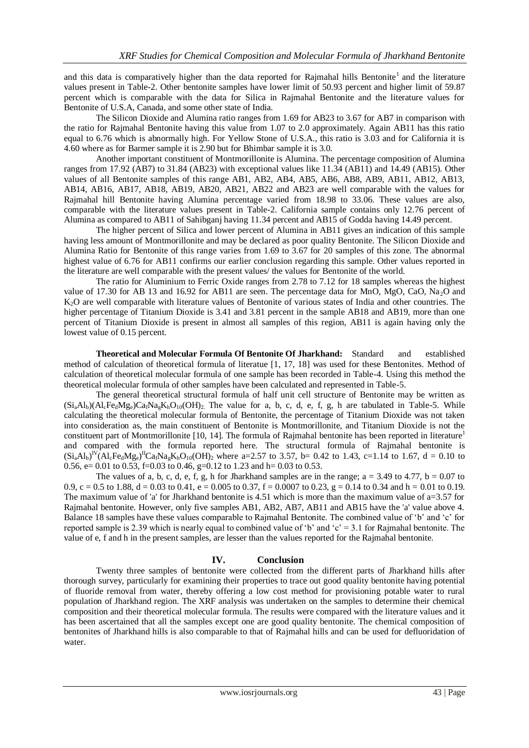and this data is comparatively higher than the data reported for Rajmahal hills Bentonite[1] and the literature values present in Table-2. Other bentonite samples have lower limit of 50.93 percent and higher limit of 59.87 percent which is comparable with the data for Silica in Rajmahal Bentonite and the literature values for Bentonite of U.S.A, Canada, and some other state of India.

The Silicon Dioxide and Alumina ratio ranges from 1.69 for AB23 to 3.67 for AB7 in comparison with the ratio for Rajmahal Bentonite having this value from 1.07 to 2.0 approximately. Again AB11 has this ratio equal to 6.76 which is abnormally high. For Yellow Stone of U.S.A., this ratio is 3.03 and for California it is 4.60 where as for Barmer sample it is 2.90 but for Bhimbar sample it is 3.0.

Another important constituent of Montmorillonite is Alumina. The percentage composition of Alumina ranges from 17.92 (AB7) to 31.84 (AB23) with exceptional values like 11.34 (AB11) and 14.49 (AB15). Other values of all Bentonite samples of this range AB1, AB2, AB4, AB5, AB6, AB8, AB9, AB11, AB12, AB13, AB14, AB16, AB17, AB18, AB19, AB20, AB21, AB22 and AB23 are well comparable with the values for Rajmahal hill Bentonite having Alumina percentage varied from 18.98 to 33.06. These values are also, comparable with the literature values present in Table-2. California sample contains only 12.76 percent of Alumina as compared to AB11 of Sahibganj having 11.34 percent and AB15 of Godda having 14.49 percent.

The higher percent of Silica and lower percent of Alumina in AB11 gives an indication of this sample having less amount of Montmorillonite and may be declared as poor quality Bentonite. The Silicon Dioxide and Alumina Ratio for Bentonite of this range varies from 1.69 to 3.67 for 20 samples of this zone. The abnormal highest value of 6.76 for AB11 confirms our earlier conclusion regarding this sample. Other values reported in the literature are well comparable with the present values/ the values for Bentonite of the world.

The ratio for Aluminium to Ferric Oxide ranges from 2.78 to 7.12 for 18 samples whereas the highest value of 17.30 for AB 13 and 16.92 for AB11 are seen. The percentage data for MnO, MgO, CaO, $Na_2O$ and $K_2O$ are well comparable with literature values of Bentonite of various states of India and other countries. The higher percentage of Titanium Dioxide is 3.41 and 3.81 percent in the sample AB18 and AB19, more than one percent of Titanium Dioxide is present in almost all samples of this region, AB11 is again having only the lowest value of 0.15 percent.

**Theoretical and Molecular Formula Of Bentonite Of Jharkhand:** Standard and established method of calculation of theoretical formula of literatue [1, 17, 18] was used for these Bentonites. Method of calculation of theoretical molecular formula of one sample has been recorded in Table-4. Using this method the theoretical molecular formula of other samples have been calculated and represented in Table-5.

The general theoretical structural formula of half unit cell structure of Bentonite may be written as $(Si_aAl_b)(Al_cFe_dMg_e)Ca_fNa_gK_hO_{10}(OH)_2$. The value for a, b, c, d, e, f, g, h are tabulated in Table-5. While calculating the theoretical molecular formula of Bentonite, the percentage of Titanium Dioxide was not taken into consideration as, the main constituent of Bentonite is Montmorillonite, and Titanium Dioxide is not the constituent part of Montmorillonite [10, 14]. The formula of Rajmahal bentonite has been reported in literature[1] and compared with the formula reported here. The structural formula of Rajmahal bentonite is $(Si_aAl_b)^{IV}(Al_cFe_dMg_e)^{II}Ca_fNa_gK_hO_{10}(OH)_2$ where a=2.57 to 3.57, b= 0.42 to 1.43, c=1.14 to 1.67, d = 0.10 to 0.56, e= 0.01 to 0.53, f=0.03 to 0.46, g=0.12 to 1.23 and h= 0.03 to 0.53.

The values of a, b, c, d, e, f, g, h for Jharkhand samples are in the range; a = 3.49 to 4.77, b = 0.07 to 0.9, c = 0.5 to 1.88, d = 0.03 to 0.41, e = 0.005 to 0.37, f = 0.0007 to 0.23, g = 0.14 to 0.34 and h = 0.01 to 0.19. The maximum value of 'a' for Jharkhand bentonite is 4.51 which is more than the maximum value of a=3.57 for Rajmahal bentonite. However, only five samples AB1, AB2, AB7, AB11 and AB15 have the 'a' value above 4. Balance 18 samples have these values comparable to Rajmahal Bentonite. The combined value of 'b' and 'c' for reported sample is 2.39 which is nearly equal to combined value of 'b' and 'c' = 3.1 for Rajmahal bentonite. The value of e, f and h in the present samples, are lesser than the values reported for the Rajmahal bentonite.

## IV. Conclusion

Twenty three samples of bentonite were collected from the different parts of Jharkhand hills after thorough survey, particularly for examining their properties to trace out good quality bentonite having potential of fluoride removal from water, thereby offering a low cost method for provisioning potable water to rural population of Jharkhand region. The XRF analysis was undertaken on the samples to determine their chemical composition and their theoretical molecular formula. The results were compared with the literature values and it has been ascertained that all the samples except one are good quality bentonite. The chemical composition of bentonites of Jharkhand hills is also comparable to that of Rajmahal hills and can be used for defluoridation of water.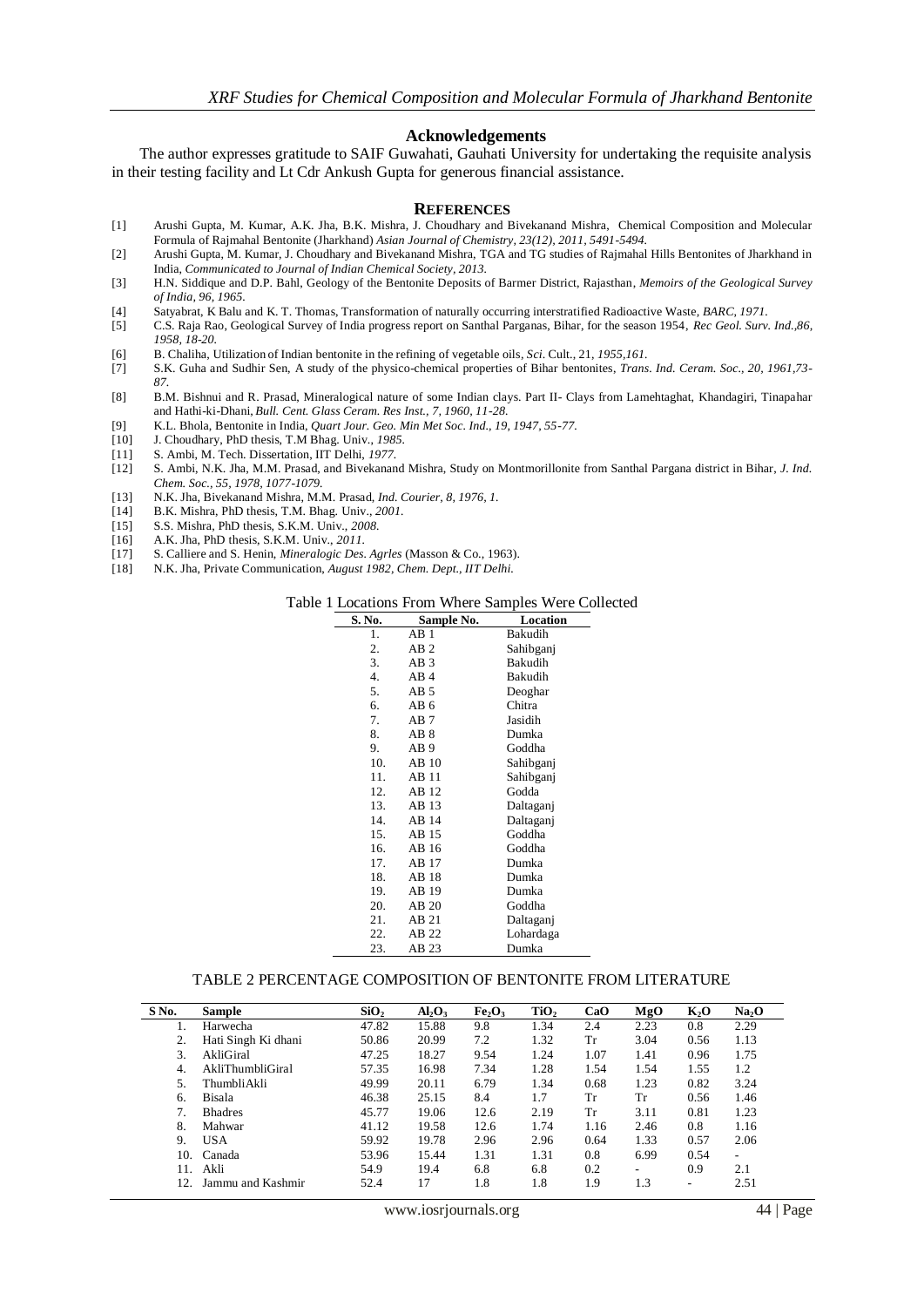## Acknowledgements

The author expresses gratitude to SAIF Guwahati, Gauhati University for undertaking the requisite analysis in their testing facility and Lt Cdr Ankush Gupta for generous financial assistance.

## REFERENCES

[1] Arushi Gupta, M. Kumar, A.K. Jha, B.K. Mishra, J. Choudhary and Bivekanand Mishra, Chemical Composition and Molecular Formula of Rajmahal Bentonite (Jharkhand) *Asian Journal of Chemistry, 23(12), 2011, 5491-5494.*

[2] Arushi Gupta, M. Kumar, J. Choudhary and Bivekanand Mishra, TGA and TG studies of Rajmahal Hills Bentonites of Jharkhand in India, *Communicated to Journal of Indian Chemical Society, 2013.*

[3] H.N. Siddique and D.P. Bahl, Geology of the Bentonite Deposits of Barmer District, Rajasthan, *Memoirs of the Geological Survey of India, 96, 1965.*

[4] Satyabrat, K Balu and K. T. Thomas, Transformation of naturally occurring interstratified Radioactive Waste, *BARC, 1971.*

[5] C.S. Raja Rao, Geological Survey of India progress report on Santhal Parganas, Bihar, for the season 1954, *Rec Geol. Surv. Ind.,86, 1958, 18-20.*

[6] B. Chaliha, Utilization of Indian bentonite in the refining of vegetable oils, *Sci.* Cult., 21, *1955,161.*

[7] S.K. Guha and Sudhir Sen, A study of the physico-chemical properties of Bihar bentonites, *Trans. Ind. Ceram. Soc., 20, 1961,73-87.*

[8] B.M. Bishnui and R. Prasad, Mineralogical nature of some Indian clays. Part II- Clays from Lamehtaghat, Khandagiri, Tinapahar and Hathi-ki-Dhani, *Bull. Cent. Glass Ceram. Res Inst., 7, 1960, 11-28.*

[9] K.L. Bhola, Bentonite in India, *Quart Jour. Geo. Min Met Soc. Ind., 19, 1947, 55-77.*

[10] J. Choudhary, PhD thesis, T.M Bhag. Univ., *1985.*

[11] S. Ambi, M. Tech. Dissertation, IIT Delhi, *1977.*

[12] S. Ambi, N.K. Jha, M.M. Prasad, and Bivekanand Mishra, Study on Montmorillonite from Santhal Pargana district in Bihar, *J. Ind. Chem. Soc., 55, 1978, 1077-1079.*

[13] N.K. Jha, Bivekanand Mishra, M.M. Prasad, *Ind. Courier, 8, 1976, 1.*

[14] B.K. Mishra, PhD thesis, T.M. Bhag. Univ., *2001.*

[15] S.S. Mishra, PhD thesis, S.K.M. Univ., *2008.*

[16] A.K. Jha, PhD thesis, S.K.M. Univ., *2011.*

[17] S. Calliere and S. Henin, *Mineralogic Des. Agrles* (Masson & Co., 1963).

[18] N.K. Jha, Private Communication, *August 1982, Chem. Dept., IIT Delhi.*

Table 1 Locations From Where Samples Were Collected

| S. No. | Sample No. | Location |
|---|---|---|
| 1. | AB 1 | Bakudih |
| 2. | AB 2 | Sahibganj |
| 3. | AB 3 | Bakudih |
| 4. | AB 4 | Bakudih |
| 5. | AB 5 | Deoghar |
| 6. | AB 6 | Chitra |
| 7. | AB 7 | Jasidih |
| 8. | AB 8 | Dumka |
| 9. | AB 9 | Goddha |
| 10. | AB 10 | Sahibganj |
| 11. | AB 11 | Sahibganj |
| 12. | AB 12 | Godda |
| 13. | AB 13 | Daltaganj |
| 14. | AB 14 | Daltaganj |
| 15. | AB 15 | Goddha |
| 16. | AB 16 | Goddha |
| 17. | AB 17 | Dumka |
| 18. | AB 18 | Dumka |
| 19. | AB 19 | Dumka |
| 20. | AB 20 | Goddha |
| 21. | AB 21 | Daltaganj |
| 22. | AB 22 | Lohardaga |
| 23. | AB 23 | Dumka |

TABLE 2 PERCENTAGE COMPOSITION OF BENTONITE FROM LITERATURE

| S No. | Sample | $SiO_2$ | $Al_2O_3$ | $Fe_2O_3$ | $TiO_2$ | CaO | MgO | $K_2O$ | $Na_2O$ |
|---|---|---|---|---|---|---|---|---|---|
| 1. | Harwecha | 47.82 | 15.88 | 9.8 | 1.34 | 2.4 | 2.23 | 0.8 | 2.29 |
| 2. | Hati Singh Ki dhani | 50.86 | 20.99 | 7.2 | 1.32 | Tr | 3.04 | 0.56 | 1.13 |
| 3. | AkliGiral | 47.25 | 18.27 | 9.54 | 1.24 | 1.07 | 1.41 | 0.96 | 1.75 |
| 4. | AkliThumbliGiral | 57.35 | 16.98 | 7.34 | 1.28 | 1.54 | 1.54 | 1.55 | 1.2 |
| 5. | ThumbliAkli | 49.99 | 20.11 | 6.79 | 1.34 | 0.68 | 1.23 | 0.82 | 3.24 |
| 6. | Bisala | 46.38 | 25.15 | 8.4 | 1.7 | Tr | Tr | 0.56 | 1.46 |
| 7. | Bhadres | 45.77 | 19.06 | 12.6 | 2.19 | Tr | 3.11 | 0.81 | 1.23 |
| 8. | Mahwar | 41.12 | 19.58 | 12.6 | 1.74 | 1.16 | 2.46 | 0.8 | 1.16 |
| 9. | USA | 59.92 | 19.78 | 2.96 | 2.96 | 0.64 | 1.33 | 0.57 | 2.06 |
| 10. | Canada | 53.96 | 15.44 | 1.31 | 1.31 | 0.8 | 6.99 | 0.54 | - |
| 11. | Akli | 54.9 | 19.4 | 6.8 | 6.8 | 0.2 | - | 0.9 | 2.1 |
| 12. | Jammu and Kashmir | 52.4 | 17 | 1.8 | 1.8 | 1.9 | 1.3 | - | 2.51 |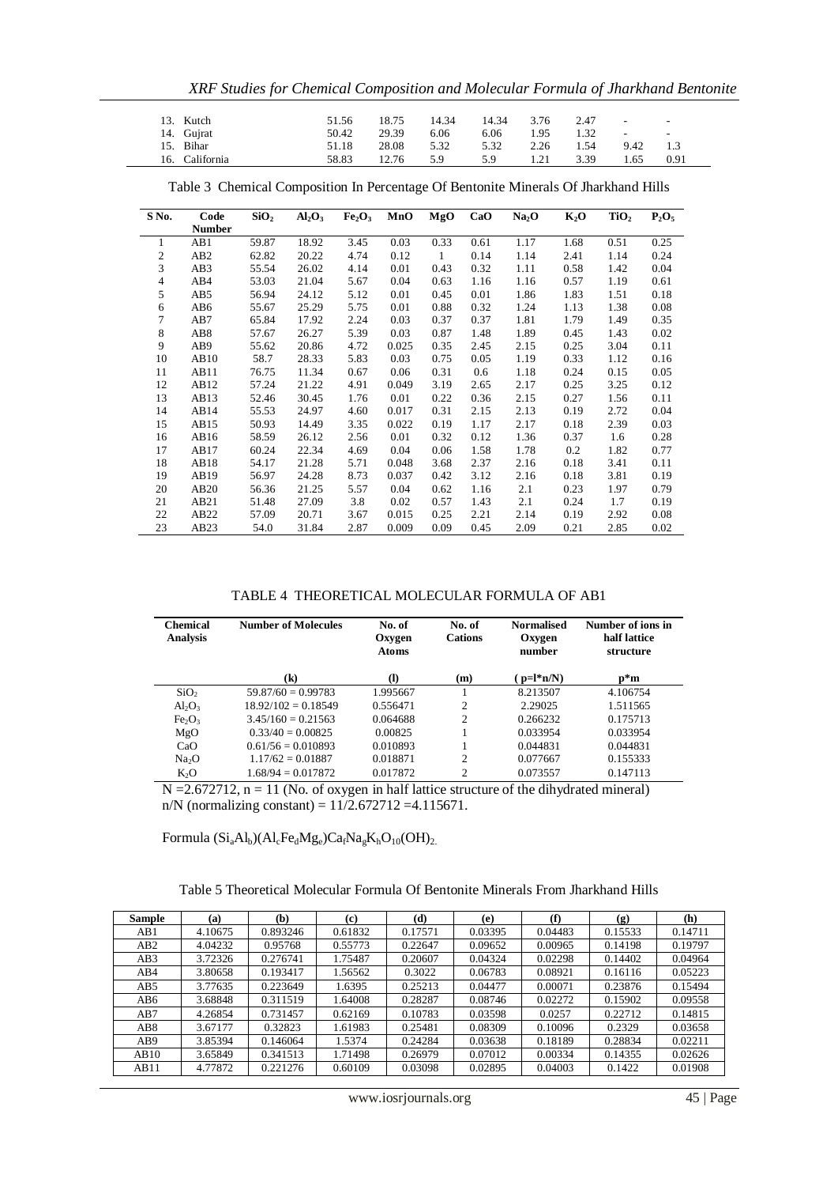| | | | | | | | | |
|---|---|---|---|---|---|---|---|---|
| 13. Kutch | 51.56 | 18.75 | 14.34 | 14.34 | 3.76 | 2.47 | - | - |
| 14. Gujrat | 50.42 | 29.39 | 6.06 | 6.06 | 1.95 | 1.32 | - | - |
| 15. Bihar | 51.18 | 28.08 | 5.32 | 5.32 | 2.26 | 1.54 | 9.42 | 1.3 |
| 16. California | 58.83 | 12.76 | 5.9 | 5.9 | 1.21 | 3.39 | 1.65 | 0.91 |

Table 3 Chemical Composition In Percentage Of Bentonite Minerals Of Jharkhand Hills

| S No. | Code Number | $SiO_2$ | $Al_2O_3$ | $Fe_2O_3$ | MnO | MgO | CaO | $Na_2O$ | $K_2O$ | $TiO_2$ | $P_2O_5$ |
|---|---|---|---|---|---|---|---|---|---|---|---|
| 1 | AB1 | 59.87 | 18.92 | 3.45 | 0.03 | 0.33 | 0.61 | 1.17 | 1.68 | 0.51 | 0.25 |
| 2 | AB2 | 62.82 | 20.22 | 4.74 | 0.12 | 1 | 0.14 | 1.14 | 2.41 | 1.14 | 0.24 |
| 3 | AB3 | 55.54 | 26.02 | 4.14 | 0.01 | 0.43 | 0.32 | 1.11 | 0.58 | 1.42 | 0.04 |
| 4 | AB4 | 53.03 | 21.04 | 5.67 | 0.04 | 0.63 | 1.16 | 1.16 | 0.57 | 1.19 | 0.61 |
| 5 | AB5 | 56.94 | 24.12 | 5.12 | 0.01 | 0.45 | 0.01 | 1.86 | 1.83 | 1.51 | 0.18 |
| 6 | AB6 | 55.67 | 25.29 | 5.75 | 0.01 | 0.88 | 0.32 | 1.24 | 1.13 | 1.38 | 0.08 |
| 7 | AB7 | 65.84 | 17.92 | 2.24 | 0.03 | 0.37 | 0.37 | 1.81 | 1.79 | 1.49 | 0.35 |
| 8 | AB8 | 57.67 | 26.27 | 5.39 | 0.03 | 0.87 | 1.48 | 1.89 | 0.45 | 1.43 | 0.02 |
| 9 | AB9 | 55.62 | 20.86 | 4.72 | 0.025 | 0.35 | 2.45 | 2.15 | 0.25 | 3.04 | 0.11 |
| 10 | AB10 | 58.7 | 28.33 | 5.83 | 0.03 | 0.75 | 0.05 | 1.19 | 0.33 | 1.12 | 0.16 |
| 11 | AB11 | 76.75 | 11.34 | 0.67 | 0.06 | 0.31 | 0.6 | 1.18 | 0.24 | 0.15 | 0.05 |
| 12 | AB12 | 57.24 | 21.22 | 4.91 | 0.049 | 3.19 | 2.65 | 2.17 | 0.25 | 3.25 | 0.12 |
| 13 | AB13 | 52.46 | 30.45 | 1.76 | 0.01 | 0.22 | 0.36 | 2.15 | 0.27 | 1.56 | 0.11 |
| 14 | AB14 | 55.53 | 24.97 | 4.60 | 0.017 | 0.31 | 2.15 | 2.13 | 0.19 | 2.72 | 0.04 |
| 15 | AB15 | 50.93 | 14.49 | 3.35 | 0.022 | 0.19 | 1.17 | 2.17 | 0.18 | 2.39 | 0.03 |
| 16 | AB16 | 58.59 | 26.12 | 2.56 | 0.01 | 0.32 | 0.12 | 1.36 | 0.37 | 1.6 | 0.28 |
| 17 | AB17 | 60.24 | 22.34 | 4.69 | 0.04 | 0.06 | 1.58 | 1.78 | 0.2 | 1.82 | 0.77 |
| 18 | AB18 | 54.17 | 21.28 | 5.71 | 0.048 | 3.68 | 2.37 | 2.16 | 0.18 | 3.41 | 0.11 |
| 19 | AB19 | 56.97 | 24.28 | 8.73 | 0.037 | 0.42 | 3.12 | 2.16 | 0.18 | 3.81 | 0.19 |
| 20 | AB20 | 56.36 | 21.25 | 5.57 | 0.04 | 0.62 | 1.16 | 2.1 | 0.23 | 1.97 | 0.79 |
| 21 | AB21 | 51.48 | 27.09 | 3.8 | 0.02 | 0.57 | 1.43 | 2.1 | 0.24 | 1.7 | 0.19 |
| 22 | AB22 | 57.09 | 20.71 | 3.67 | 0.015 | 0.25 | 2.21 | 2.14 | 0.19 | 2.92 | 0.08 |
| 23 | AB23 | 54.0 | 31.84 | 2.87 | 0.009 | 0.09 | 0.45 | 2.09 | 0.21 | 2.85 | 0.02 |

TABLE 4 THEORETICAL MOLECULAR FORMULA OF AB1

| Chemical Analysis | Number of Molecules | No. of Oxygen Atoms | No. of Cations | Normalised Oxygen number | Number of ions in half lattice structure |
|---|---|---|---|---|---|
| | (k) | (l) | (m) | ( p=l*n/N) | p*m |
| $SiO_2$ | 59.87/60 = 0.99783 | 1.995667 | 1 | 8.213507 | 4.106754 |
| $Al_2O_3$ | 18.92/102 = 0.18549 | 0.556471 | 2 | 2.29025 | 1.511565 |
| $Fe_2O_3$ | 3.45/160 = 0.21563 | 0.064688 | 2 | 0.266232 | 0.175713 |
| MgO | 0.33/40 = 0.00825 | 0.00825 | 1 | 0.033954 | 0.033954 |
| CaO | 0.61/56 = 0.010893 | 0.010893 | 1 | 0.044831 | 0.044831 |
| $Na_2O$ | 1.17/62 = 0.01887 | 0.018871 | 2 | 0.077667 | 0.155333 |
| $K_2O$ | 1.68/94 = 0.017872 | 0.017872 | 2 | 0.073557 | 0.147113 |

N =2.672712, n = 11 (No. of oxygen in half lattice structure of the dihydrated mineral)
n/N (normalizing constant) = 11/2.672712 =4.115671.

Formula $(Si_aAl_b)(Al_cFe_dMg_e)Ca_fNa_gK_hO_{10}(OH)_2$.

Table 5 Theoretical Molecular Formula Of Bentonite Minerals From Jharkhand Hills

| Sample | (a) | (b) | (c) | (d) | (e) | (f) | (g) | (h) |
|---|---|---|---|---|---|---|---|---|
| AB1 | 4.10675 | 0.893246 | 0.61832 | 0.17571 | 0.03395 | 0.04483 | 0.15533 | 0.14711 |
| AB2 | 4.04232 | 0.95768 | 0.55773 | 0.22647 | 0.09652 | 0.00965 | 0.14198 | 0.19797 |
| AB3 | 3.72326 | 0.276741 | 1.75487 | 0.20607 | 0.04324 | 0.02298 | 0.14402 | 0.04964 |
| AB4 | 3.80658 | 0.193417 | 1.56562 | 0.3022 | 0.06783 | 0.08921 | 0.16116 | 0.05223 |
| AB5 | 3.77635 | 0.223649 | 1.6395 | 0.25213 | 0.04477 | 0.00071 | 0.23876 | 0.15494 |
| AB6 | 3.68848 | 0.311519 | 1.64008 | 0.28287 | 0.08746 | 0.02272 | 0.15902 | 0.09558 |
| AB7 | 4.26854 | 0.731457 | 0.62169 | 0.10783 | 0.03598 | 0.0257 | 0.22712 | 0.14815 |
| AB8 | 3.67177 | 0.32823 | 1.61983 | 0.25481 | 0.08309 | 0.10096 | 0.2329 | 0.03658 |
| AB9 | 3.85394 | 0.146064 | 1.5374 | 0.24284 | 0.03638 | 0.18189 | 0.28834 | 0.02211 |
| AB10 | 3.65849 | 0.341513 | 1.71498 | 0.26979 | 0.07012 | 0.00334 | 0.14355 | 0.02626 |
| AB11 | 4.77872 | 0.221276 | 0.60109 | 0.03098 | 0.02895 | 0.04003 | 0.1422 | 0.01908 |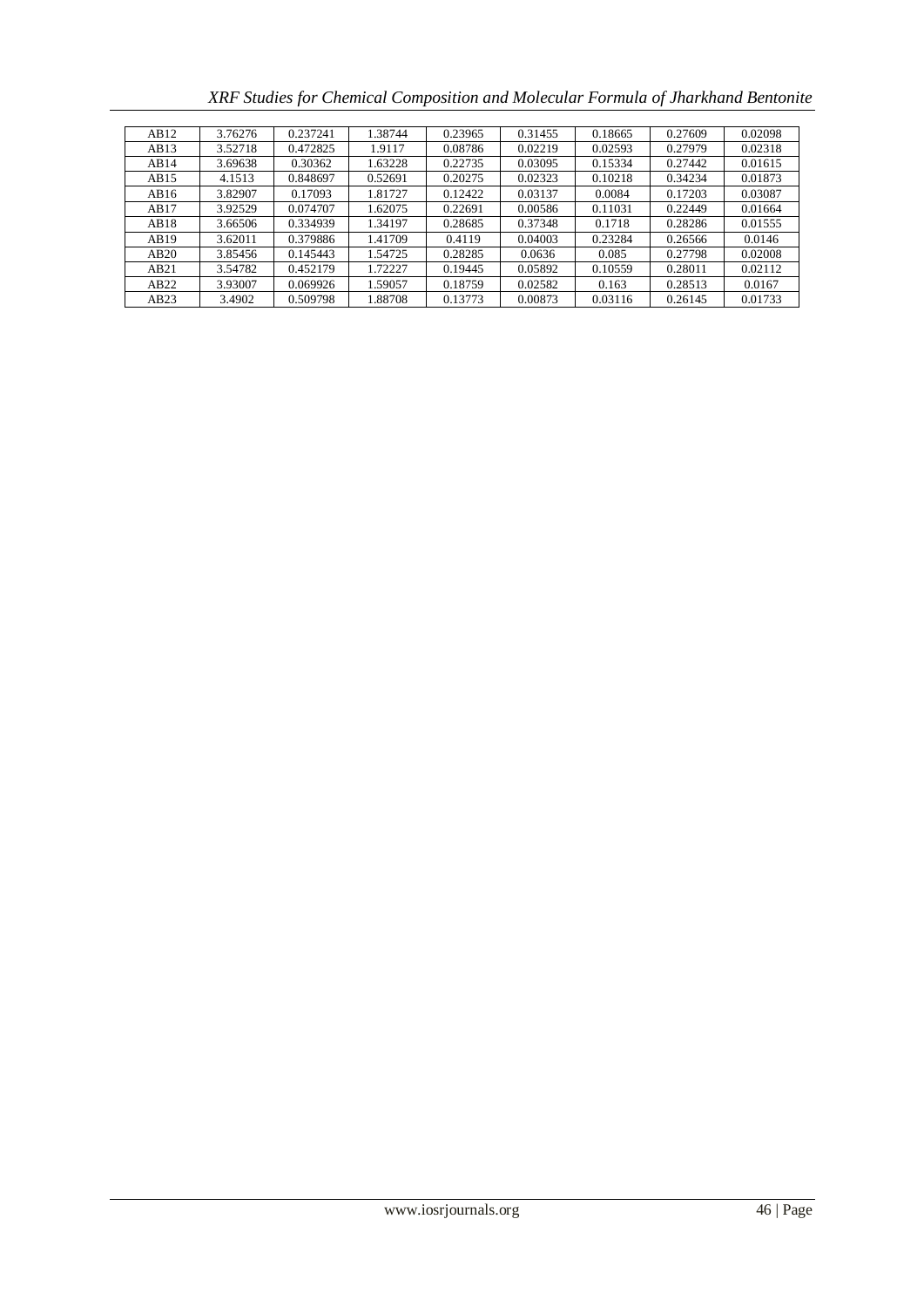| | | | | | | | | |
|---|---|---|---|---|---|---|---|---|
| AB12 | 3.76276 | 0.237241 | 1.38744 | 0.23965 | 0.31455 | 0.18665 | 0.27609 | 0.02098 |
| AB13 | 3.52718 | 0.472825 | 1.9117 | 0.08786 | 0.02219 | 0.02593 | 0.27979 | 0.02318 |
| AB14 | 3.69638 | 0.30362 | 1.63228 | 0.22735 | 0.03095 | 0.15334 | 0.27442 | 0.01615 |
| AB15 | 4.1513 | 0.848697 | 0.52691 | 0.20275 | 0.02323 | 0.10218 | 0.34234 | 0.01873 |
| AB16 | 3.82907 | 0.17093 | 1.81727 | 0.12422 | 0.03137 | 0.0084 | 0.17203 | 0.03087 |
| AB17 | 3.92529 | 0.074707 | 1.62075 | 0.22691 | 0.00586 | 0.11031 | 0.22449 | 0.01664 |
| AB18 | 3.66506 | 0.334939 | 1.34197 | 0.28685 | 0.37348 | 0.1718 | 0.28286 | 0.01555 |
| AB19 | 3.62011 | 0.379886 | 1.41709 | 0.4119 | 0.04003 | 0.23284 | 0.26566 | 0.0146 |
| AB20 | 3.85456 | 0.145443 | 1.54725 | 0.28285 | 0.0636 | 0.085 | 0.27798 | 0.02008 |
| AB21 | 3.54782 | 0.452179 | 1.72227 | 0.19445 | 0.05892 | 0.10559 | 0.28011 | 0.02112 |
| AB22 | 3.93007 | 0.069926 | 1.59057 | 0.18759 | 0.02582 | 0.163 | 0.28513 | 0.0167 |
| AB23 | 3.4902 | 0.509798 | 1.88708 | 0.13773 | 0.00873 | 0.03116 | 0.26145 | 0.01733 |